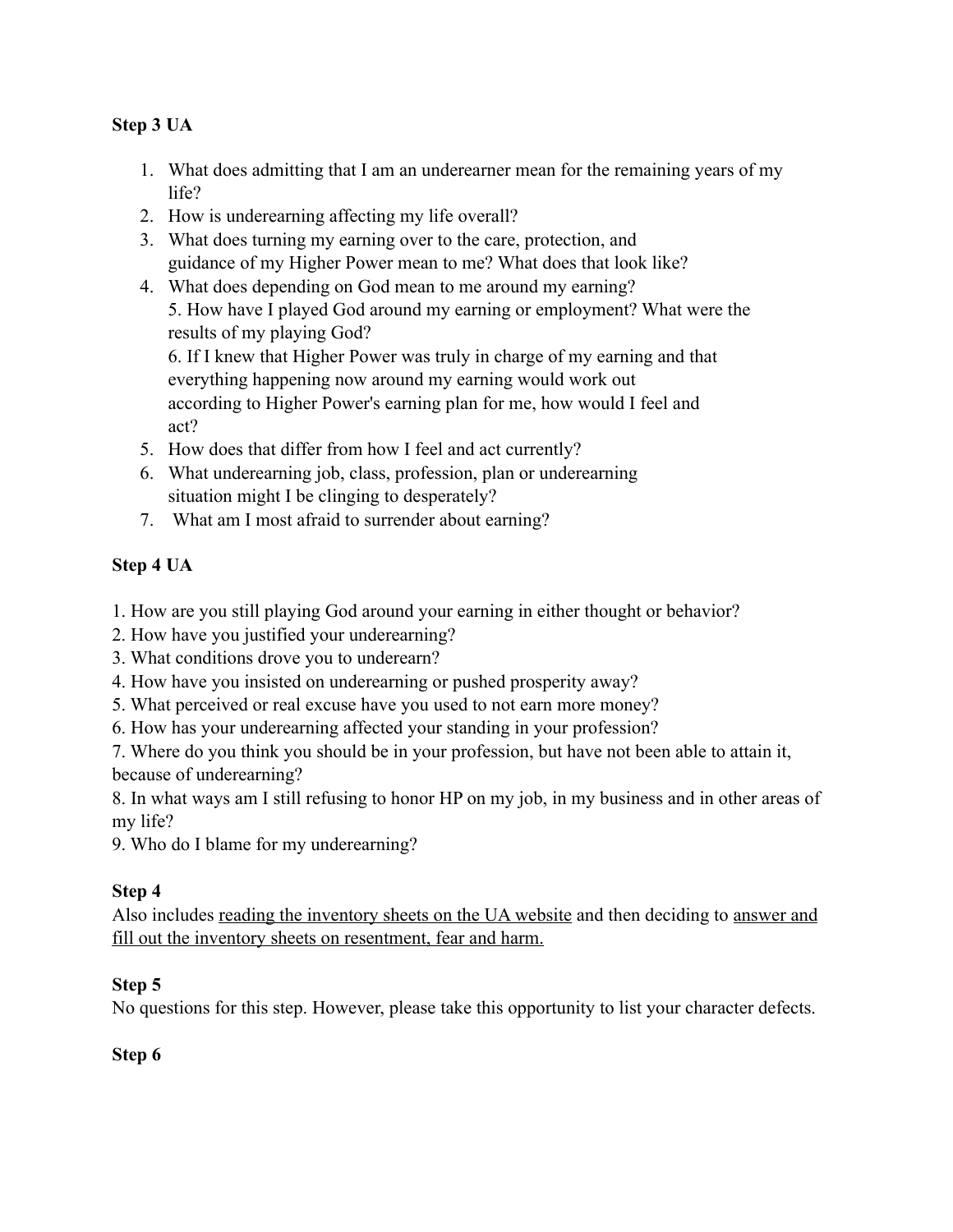**Step 3 UA**

1. What does admitting that I am an underearner mean for the remaining years of my life?
2. How is underearning affecting my life overall?
3. What does turning my earning over to the care, protection, and guidance of my Higher Power mean to me? What does that look like?
4. What does depending on God mean to me around my earning?
   5. How have I played God around my earning or employment? What were the results of my playing God?
   6. If I knew that Higher Power was truly in charge of my earning and that everything happening now around my earning would work out according to Higher Power's earning plan for me, how would I feel and act?
5. How does that differ from how I feel and act currently?
6. What underearning job, class, profession, plan or underearning situation might I be clinging to desperately?
7. What am I most afraid to surrender about earning?

**Step 4 UA**

1. How are you still playing God around your earning in either thought or behavior?
2. How have you justified your underearning?
3. What conditions drove you to underearn?
4. How have you insisted on underearning or pushed prosperity away?
5. What perceived or real excuse have you used to not earn more money?
6. How has your underearning affected your standing in your profession?
7. Where do you think you should be in your profession, but have not been able to attain it, because of underearning?
8. In what ways am I still refusing to honor HP on my job, in my business and in other areas of my life?
9. Who do I blame for my underearning?

**Step 4**

Also includes reading the inventory sheets on the UA website and then deciding to answer and fill out the inventory sheets on resentment, fear and harm.

**Step 5**

No questions for this step. However, please take this opportunity to list your character defects.

**Step 6**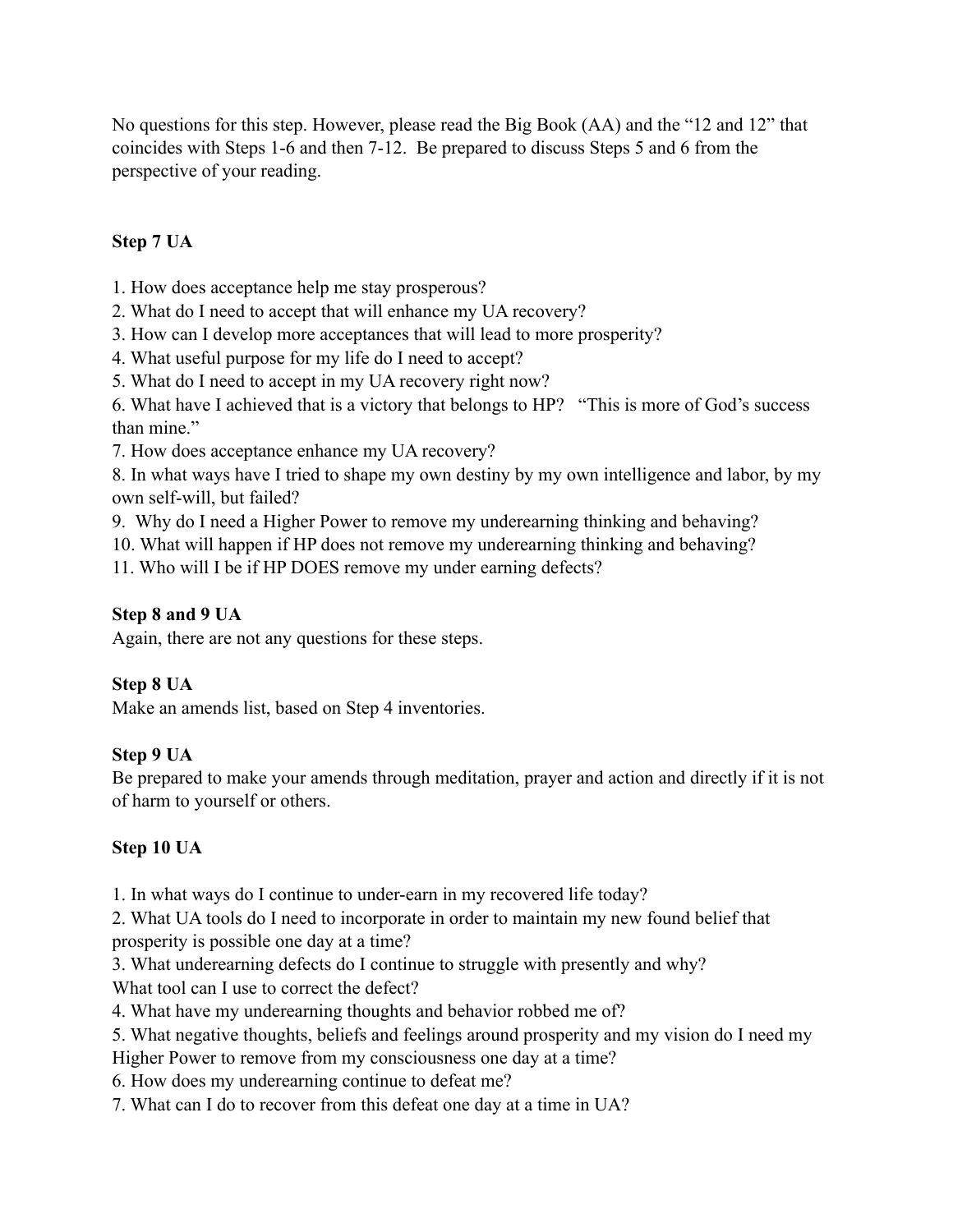No questions for this step. However, please read the Big Book (AA) and the "12 and 12" that coincides with Steps 1-6 and then 7-12. Be prepared to discuss Steps 5 and 6 from the perspective of your reading.

**Step 7 UA**

1. How does acceptance help me stay prosperous?
2. What do I need to accept that will enhance my UA recovery?
3. How can I develop more acceptances that will lead to more prosperity?
4. What useful purpose for my life do I need to accept?
5. What do I need to accept in my UA recovery right now?
6. What have I achieved that is a victory that belongs to HP? "This is more of God's success than mine."
7. How does acceptance enhance my UA recovery?
8. In what ways have I tried to shape my own destiny by my own intelligence and labor, by my own self-will, but failed?
9. Why do I need a Higher Power to remove my underearning thinking and behaving?
10. What will happen if HP does not remove my underearning thinking and behaving?
11. Who will I be if HP DOES remove my under earning defects?

**Step 8 and 9 UA**

Again, there are not any questions for these steps.

**Step 8 UA**

Make an amends list, based on Step 4 inventories.

**Step 9 UA**

Be prepared to make your amends through meditation, prayer and action and directly if it is not of harm to yourself or others.

**Step 10 UA**

1. In what ways do I continue to under-earn in my recovered life today?
2. What UA tools do I need to incorporate in order to maintain my new found belief that prosperity is possible one day at a time?
3. What underearning defects do I continue to struggle with presently and why? What tool can I use to correct the defect?
4. What have my underearning thoughts and behavior robbed me of?
5. What negative thoughts, beliefs and feelings around prosperity and my vision do I need my Higher Power to remove from my consciousness one day at a time?
6. How does my underearning continue to defeat me?
7. What can I do to recover from this defeat one day at a time in UA?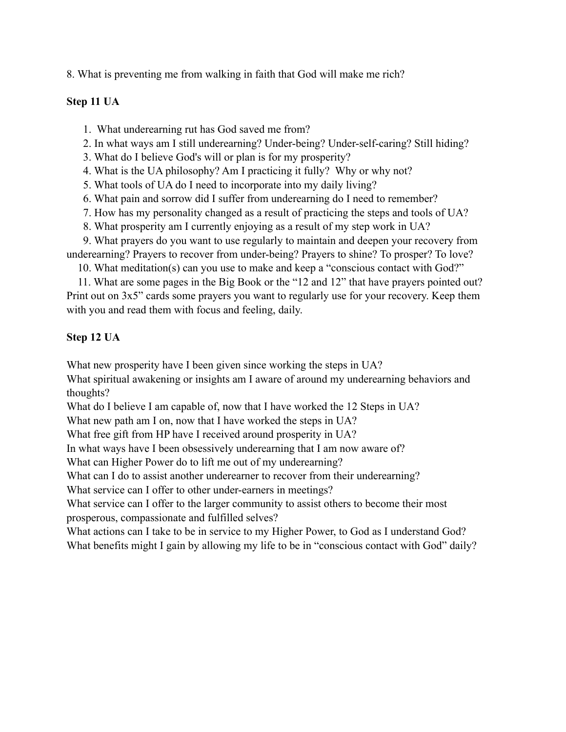8. What is preventing me from walking in faith that God will make me rich?

**Step 11 UA**

1. What underearning rut has God saved me from?
2. In what ways am I still underearning? Under-being? Under-self-caring? Still hiding?
3. What do I believe God's will or plan is for my prosperity?
4. What is the UA philosophy? Am I practicing it fully? Why or why not?
5. What tools of UA do I need to incorporate into my daily living?
6. What pain and sorrow did I suffer from underearning do I need to remember?
7. How has my personality changed as a result of practicing the steps and tools of UA?
8. What prosperity am I currently enjoying as a result of my step work in UA?
9. What prayers do you want to use regularly to maintain and deepen your recovery from underearning? Prayers to recover from under-being? Prayers to shine? To prosper? To love?
10. What meditation(s) can you use to make and keep a "conscious contact with God?"
11. What are some pages in the Big Book or the "12 and 12" that have prayers pointed out? Print out on 3x5" cards some prayers you want to regularly use for your recovery. Keep them with you and read them with focus and feeling, daily.

**Step 12 UA**

What new prosperity have I been given since working the steps in UA?
What spiritual awakening or insights am I aware of around my underearning behaviors and thoughts?
What do I believe I am capable of, now that I have worked the 12 Steps in UA?
What new path am I on, now that I have worked the steps in UA?
What free gift from HP have I received around prosperity in UA?
In what ways have I been obsessively underearning that I am now aware of?
What can Higher Power do to lift me out of my underearning?
What can I do to assist another underearner to recover from their underearning?
What service can I offer to other under-earners in meetings?
What service can I offer to the larger community to assist others to become their most prosperous, compassionate and fulfilled selves?
What actions can I take to be in service to my Higher Power, to God as I understand God?
What benefits might I gain by allowing my life to be in "conscious contact with God" daily?